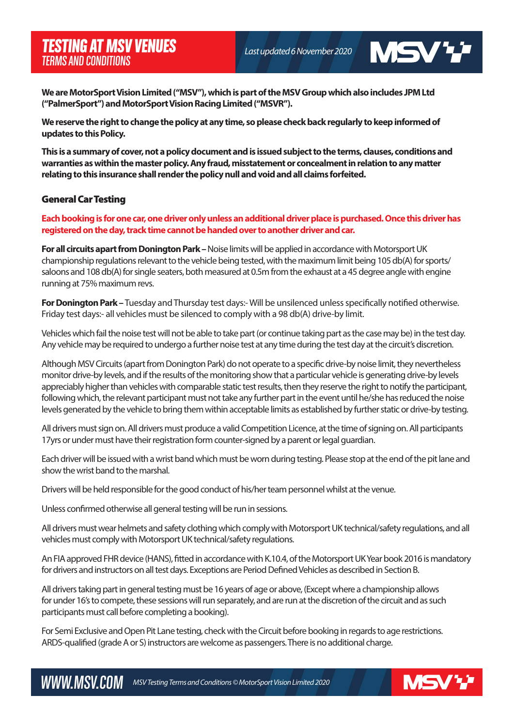# TESTING AT MSV VENUES

## TERMS AND CONDITIONS

*Last updated 6 November 2020*

**We are MotorSport Vision Limited ("MSV"), which is part of the MSV Group which also includes JPM Ltd ("PalmerSport") and MotorSport Vision Racing Limited ("MSVR").**

**We reserve the right to change the policy at any time, so please check back regularly to keep informed of updates to this Policy.**

**This is a summary of cover, not a policy document and is issued subject to the terms, clauses, conditions and warranties as within the master policy. Any fraud, misstatement or concealment in relation to any matter relating to this insurance shall render the policy null and void and all claims forfeited.**

### General Car Testing

**Each booking is for one car, one driver only unless an additional driver place is purchased. Once this driver has registered on the day, track time cannot be handed over to another driver and car.**

**For all circuits apart from Donington Park –** Noise limits will be applied in accordance with Motorsport UK championship regulations relevant to the vehicle being tested, with the maximum limit being 105 db(A) for sports/saloons and 108 db(A) for single seaters, both measured at 0.5m from the exhaust at a 45 degree angle with engine running at 75% maximum revs.

**For Donington Park –** Tuesday and Thursday test days:- Will be unsilenced unless specifically notified otherwise. Friday test days:- all vehicles must be silenced to comply with a 98 db(A) drive-by limit.

Vehicles which fail the noise test will not be able to take part (or continue taking part as the case may be) in the test day. Any vehicle may be required to undergo a further noise test at any time during the test day at the circuit's discretion.

Although MSV Circuits (apart from Donington Park) do not operate to a specific drive-by noise limit, they nevertheless monitor drive-by levels, and if the results of the monitoring show that a particular vehicle is generating drive-by levels appreciably higher than vehicles with comparable static test results, then they reserve the right to notify the participant, following which, the relevant participant must not take any further part in the event until he/she has reduced the noise levels generated by the vehicle to bring them within acceptable limits as established by further static or drive-by testing.

All drivers must sign on. All drivers must produce a valid Competition Licence, at the time of signing on. All participants 17yrs or under must have their registration form counter-signed by a parent or legal guardian.

Each driver will be issued with a wrist band which must be worn during testing. Please stop at the end of the pit lane and show the wrist band to the marshal.

Drivers will be held responsible for the good conduct of his/her team personnel whilst at the venue.

Unless confirmed otherwise all general testing will be run in sessions.

All drivers must wear helmets and safety clothing which comply with Motorsport UK technical/safety regulations, and all vehicles must comply with Motorsport UK technical/safety regulations.

An FIA approved FHR device (HANS), fitted in accordance with K.10.4, of the Motorsport UK Year book 2016 is mandatory for drivers and instructors on all test days. Exceptions are Period Defined Vehicles as described in Section B.

All drivers taking part in general testing must be 16 years of age or above, (Except where a championship allows for under 16's to compete, these sessions will run separately, and are run at the discretion of the circuit and as such participants must call before completing a booking).

For Semi Exclusive and Open Pit Lane testing, check with the Circuit before booking in regards to age restrictions. ARDS-qualified (grade A or S) instructors are welcome as passengers. There is no additional charge.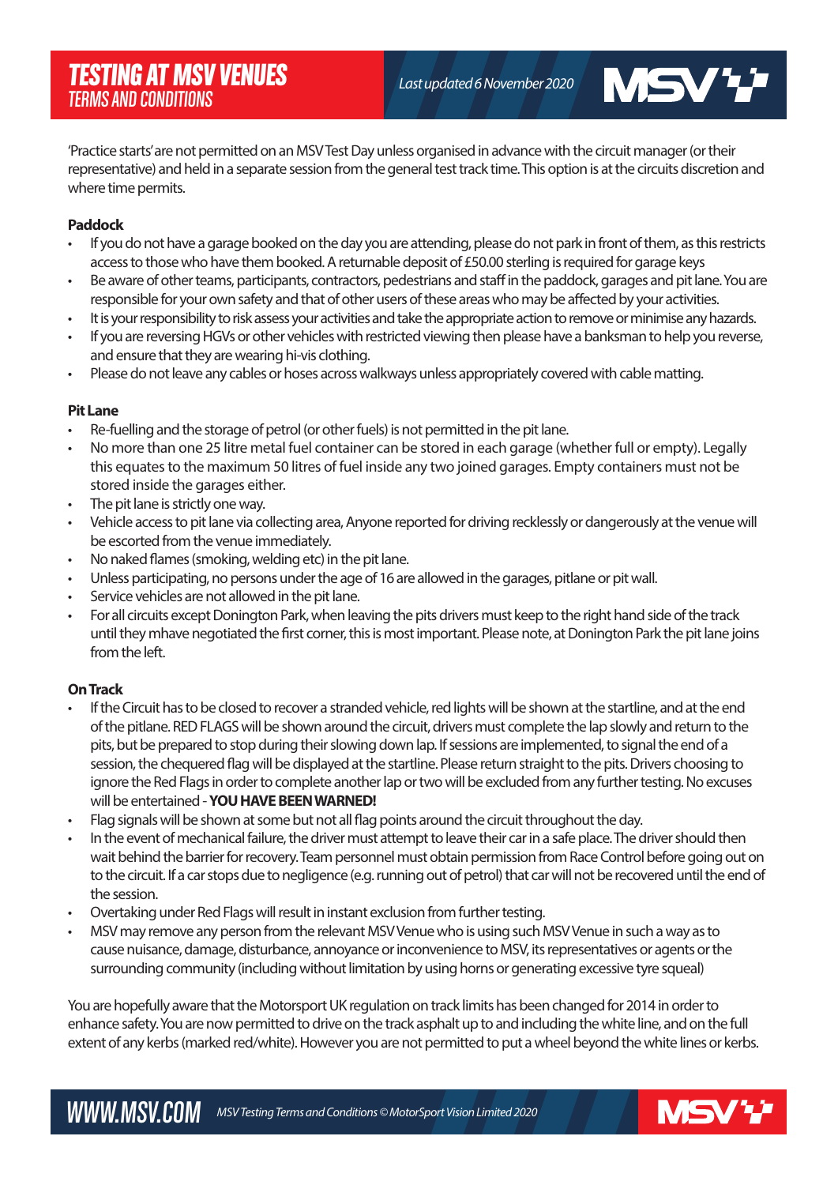'Practice starts' are not permitted on an MSV Test Day unless organised in advance with the circuit manager (or their representative) and held in a separate session from the general test track time. This option is at the circuits discretion and where time permits.

**Paddock**

- If you do not have a garage booked on the day you are attending, please do not park in front of them, as this restricts access to those who have them booked. A returnable deposit of £50.00 sterling is required for garage keys
- Be aware of other teams, participants, contractors, pedestrians and staff in the paddock, garages and pit lane. You are responsible for your own safety and that of other users of these areas who may be affected by your activities.
- It is your responsibility to risk assess your activities and take the appropriate action to remove or minimise any hazards.
- If you are reversing HGVs or other vehicles with restricted viewing then please have a banksman to help you reverse, and ensure that they are wearing hi-vis clothing.
- Please do not leave any cables or hoses across walkways unless appropriately covered with cable matting.

**Pit Lane**

- Re-fuelling and the storage of petrol (or other fuels) is not permitted in the pit lane.
- No more than one 25 litre metal fuel container can be stored in each garage (whether full or empty). Legally this equates to the maximum 50 litres of fuel inside any two joined garages. Empty containers must not be stored inside the garages either.
- The pit lane is strictly one way.
- Vehicle access to pit lane via collecting area, Anyone reported for driving recklessly or dangerously at the venue will be escorted from the venue immediately.
- No naked flames (smoking, welding etc) in the pit lane.
- Unless participating, no persons under the age of 16 are allowed in the garages, pitlane or pit wall.
- Service vehicles are not allowed in the pit lane.
- For all circuits except Donington Park, when leaving the pits drivers must keep to the right hand side of the track until they mhave negotiated the first corner, this is most important. Please note, at Donington Park the pit lane joins from the left.

**On Track**

- If the Circuit has to be closed to recover a stranded vehicle, red lights will be shown at the startline, and at the end of the pitlane. RED FLAGS will be shown around the circuit, drivers must complete the lap slowly and return to the pits, but be prepared to stop during their slowing down lap. If sessions are implemented, to signal the end of a session, the chequered flag will be displayed at the startline. Please return straight to the pits. Drivers choosing to ignore the Red Flags in order to complete another lap or two will be excluded from any further testing. No excuses will be entertained - **YOU HAVE BEEN WARNED!**
- Flag signals will be shown at some but not all flag points around the circuit throughout the day.
- In the event of mechanical failure, the driver must attempt to leave their car in a safe place. The driver should then wait behind the barrier for recovery. Team personnel must obtain permission from Race Control before going out on to the circuit. If a car stops due to negligence (e.g. running out of petrol) that car will not be recovered until the end of the session.
- Overtaking under Red Flags will result in instant exclusion from further testing.
- MSV may remove any person from the relevant MSV Venue who is using such MSV Venue in such a way as to cause nuisance, damage, disturbance, annoyance or inconvenience to MSV, its representatives or agents or the surrounding community (including without limitation by using horns or generating excessive tyre squeal)

You are hopefully aware that the Motorsport UK regulation on track limits has been changed for 2014 in order to enhance safety. You are now permitted to drive on the track asphalt up to and including the white line, and on the full extent of any kerbs (marked red/white). However you are not permitted to put a wheel beyond the white lines or kerbs.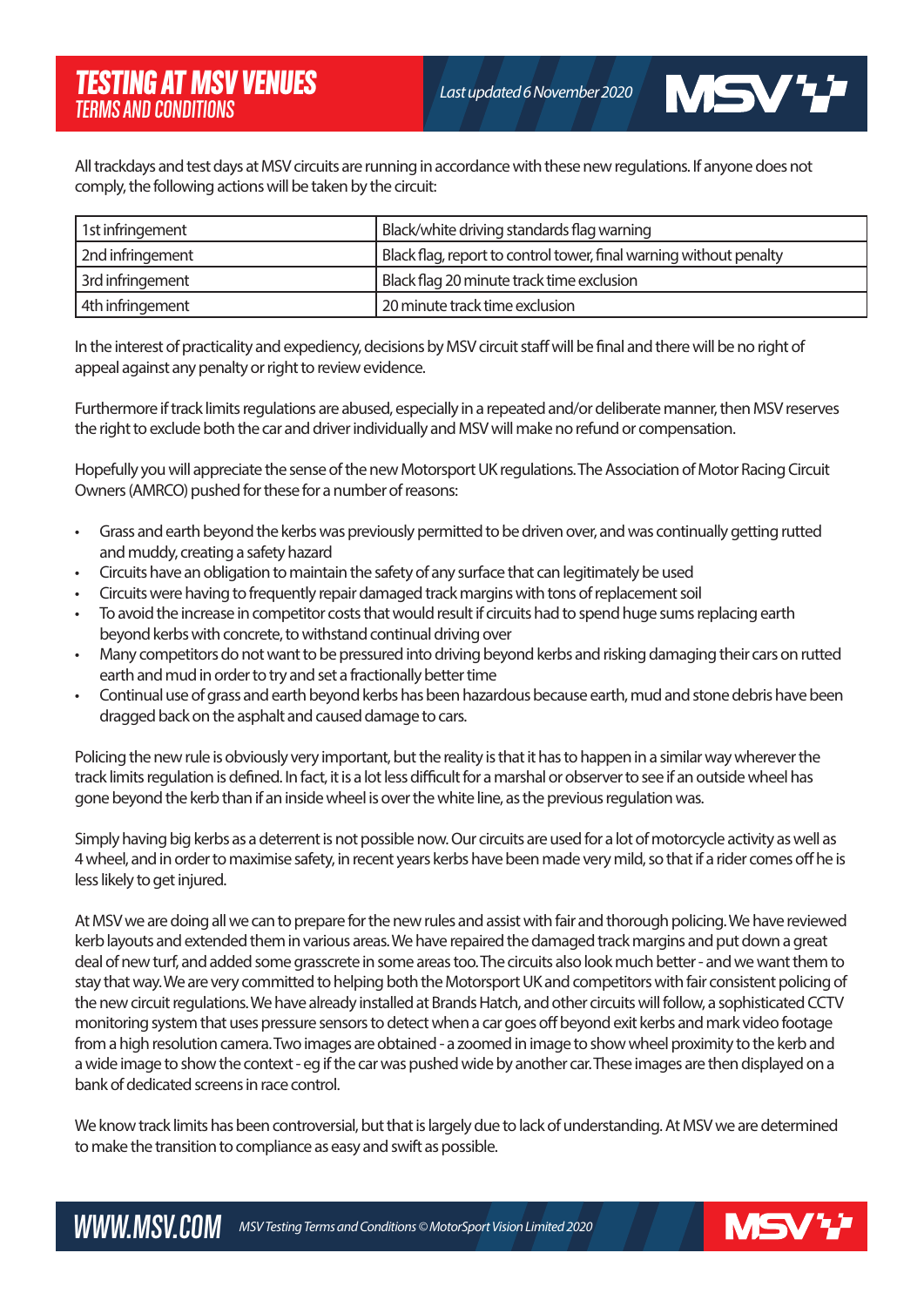All trackdays and test days at MSV circuits are running in accordance with these new regulations. If anyone does not comply, the following actions will be taken by the circuit:

| 1st infringement | Black/white driving standards flag warning |
|---|---|
| 2nd infringement | Black flag, report to control tower, final warning without penalty |
| 3rd infringement | Black flag 20 minute track time exclusion |
| 4th infringement | 20 minute track time exclusion |

In the interest of practicality and expediency, decisions by MSV circuit staff will be final and there will be no right of appeal against any penalty or right to review evidence.

Furthermore if track limits regulations are abused, especially in a repeated and/or deliberate manner, then MSV reserves the right to exclude both the car and driver individually and MSV will make no refund or compensation.

Hopefully you will appreciate the sense of the new Motorsport UK regulations. The Association of Motor Racing Circuit Owners (AMRCO) pushed for these for a number of reasons:

- Grass and earth beyond the kerbs was previously permitted to be driven over, and was continually getting rutted and muddy, creating a safety hazard
- Circuits have an obligation to maintain the safety of any surface that can legitimately be used
- Circuits were having to frequently repair damaged track margins with tons of replacement soil
- To avoid the increase in competitor costs that would result if circuits had to spend huge sums replacing earth beyond kerbs with concrete, to withstand continual driving over
- Many competitors do not want to be pressured into driving beyond kerbs and risking damaging their cars on rutted earth and mud in order to try and set a fractionally better time
- Continual use of grass and earth beyond kerbs has been hazardous because earth, mud and stone debris have been dragged back on the asphalt and caused damage to cars.

Policing the new rule is obviously very important, but the reality is that it has to happen in a similar way wherever the track limits regulation is defined. In fact, it is a lot less difficult for a marshal or observer to see if an outside wheel has gone beyond the kerb than if an inside wheel is over the white line, as the previous regulation was.

Simply having big kerbs as a deterrent is not possible now. Our circuits are used for a lot of motorcycle activity as well as 4 wheel, and in order to maximise safety, in recent years kerbs have been made very mild, so that if a rider comes off he is less likely to get injured.

At MSV we are doing all we can to prepare for the new rules and assist with fair and thorough policing. We have reviewed kerb layouts and extended them in various areas. We have repaired the damaged track margins and put down a great deal of new turf, and added some grasscrete in some areas too. The circuits also look much better - and we want them to stay that way. We are very committed to helping both the Motorsport UK and competitors with fair consistent policing of the new circuit regulations. We have already installed at Brands Hatch, and other circuits will follow, a sophisticated CCTV monitoring system that uses pressure sensors to detect when a car goes off beyond exit kerbs and mark video footage from a high resolution camera. Two images are obtained - a zoomed in image to show wheel proximity to the kerb and a wide image to show the context - eg if the car was pushed wide by another car. These images are then displayed on a bank of dedicated screens in race control.

We know track limits has been controversial, but that is largely due to lack of understanding. At MSV we are determined to make the transition to compliance as easy and swift as possible.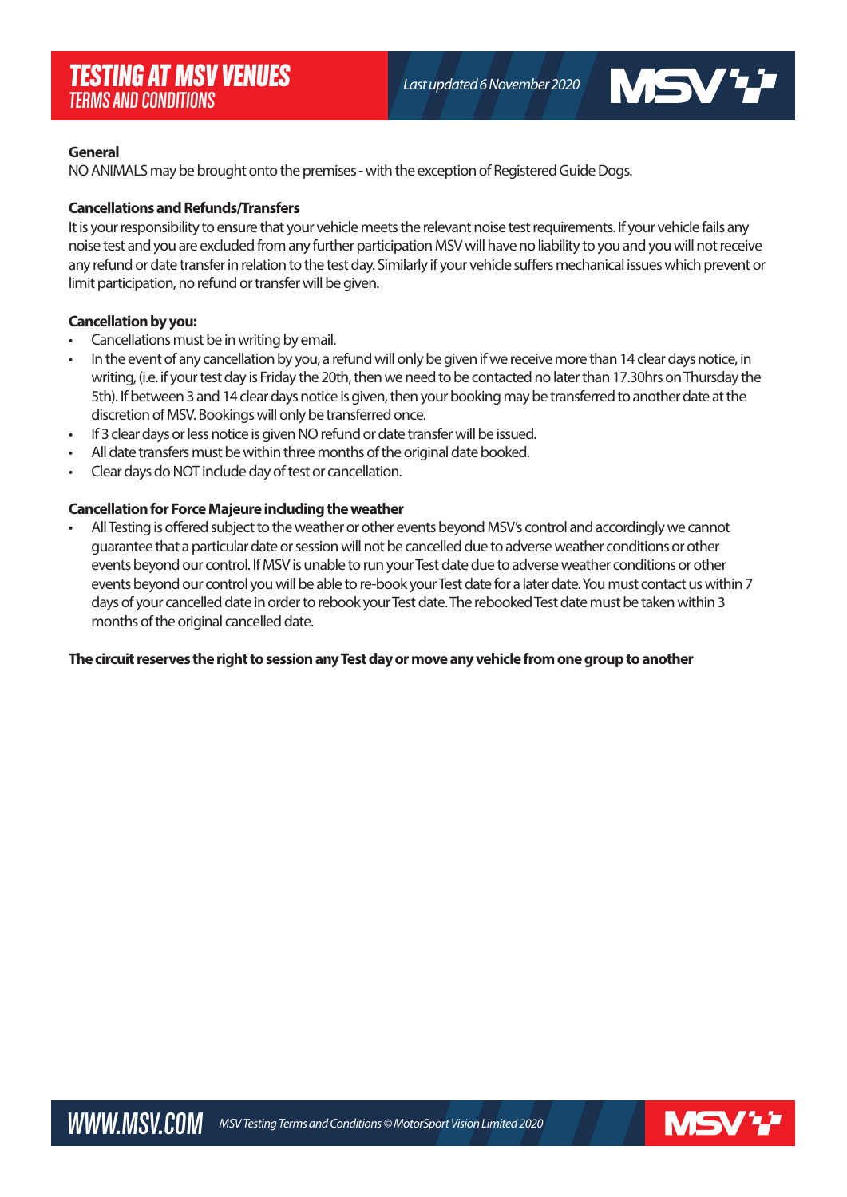# TESTING AT MSV VENUES
## TERMS AND CONDITIONS

*Last updated 6 November 2020*

**General**
NO ANIMALS may be brought onto the premises - with the exception of Registered Guide Dogs.

**Cancellations and Refunds/Transfers**
It is your responsibility to ensure that your vehicle meets the relevant noise test requirements. If your vehicle fails any noise test and you are excluded from any further participation MSV will have no liability to you and you will not receive any refund or date transfer in relation to the test day. Similarly if your vehicle suffers mechanical issues which prevent or limit participation, no refund or transfer will be given.

**Cancellation by you:**

- Cancellations must be in writing by email.
- In the event of any cancellation by you, a refund will only be given if we receive more than 14 clear days notice, in writing, (i.e. if your test day is Friday the 20th, then we need to be contacted no later than 17.30hrs on Thursday the 5th). If between 3 and 14 clear days notice is given, then your booking may be transferred to another date at the discretion of MSV. Bookings will only be transferred once.
- If 3 clear days or less notice is given NO refund or date transfer will be issued.
- All date transfers must be within three months of the original date booked.
- Clear days do NOT include day of test or cancellation.

**Cancellation for Force Majeure including the weather**

- All Testing is offered subject to the weather or other events beyond MSV's control and accordingly we cannot guarantee that a particular date or session will not be cancelled due to adverse weather conditions or other events beyond our control. If MSV is unable to run your Test date due to adverse weather conditions or other events beyond our control you will be able to re-book your Test date for a later date. You must contact us within 7 days of your cancelled date in order to rebook your Test date. The rebooked Test date must be taken within 3 months of the original cancelled date.

**The circuit reserves the right to session any Test day or move any vehicle from one group to another**